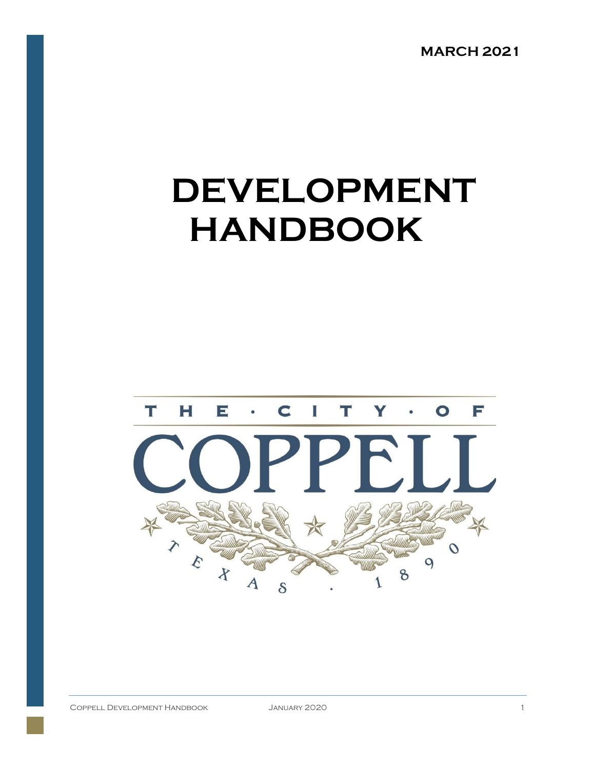MARCH 2021

# DEVELOPMENT HANDBOOK

THE · CITY · OF

COPPELL

TEXAS · 1890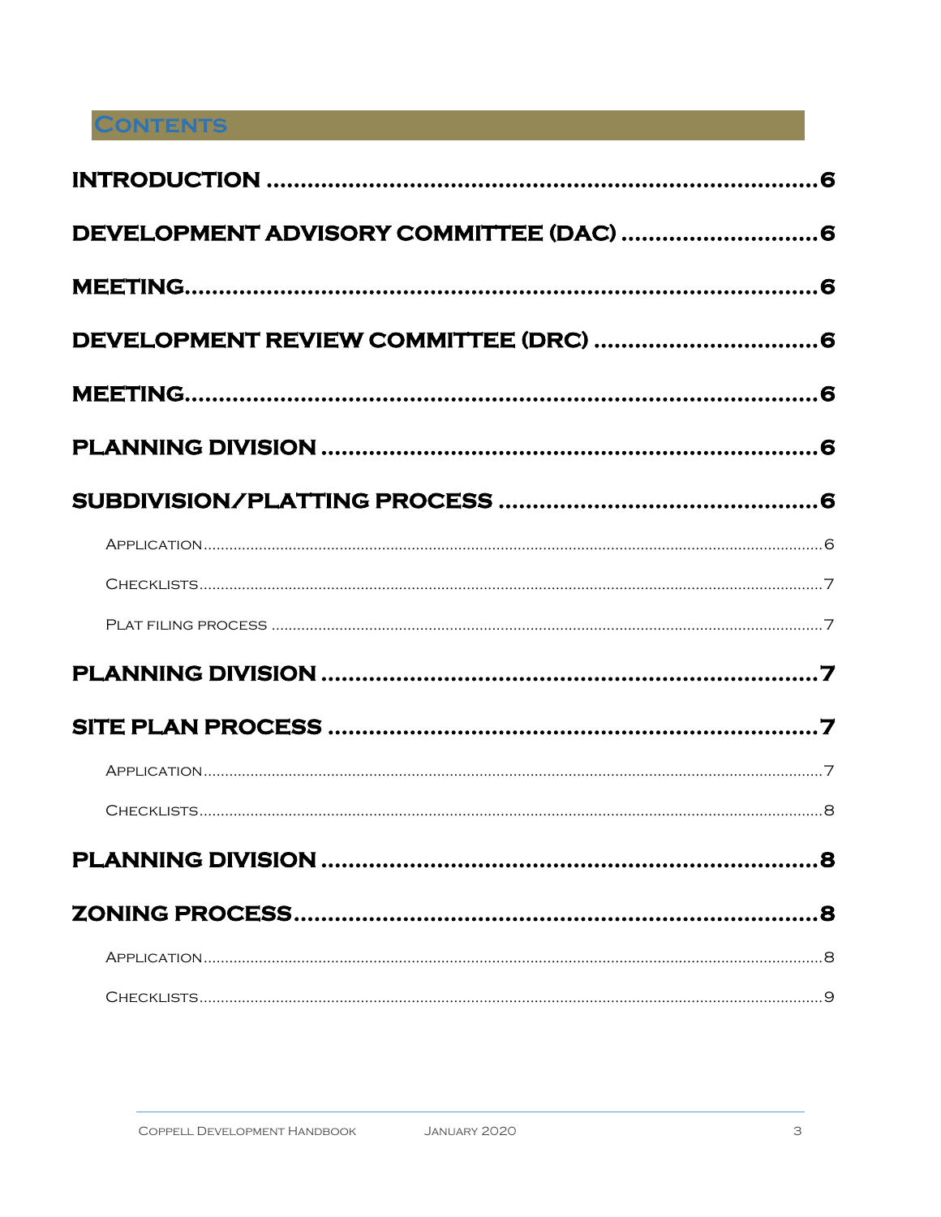# Contents

**INTRODUCTION** ........................................................................ 6

**DEVELOPMENT ADVISORY COMMITTEE (DAC)** ........................................ 6

**MEETING** ................................................................................ 6

**DEVELOPMENT REVIEW COMMITTEE (DRC)** ............................................ 6

**MEETING** ................................................................................ 6

**PLANNING DIVISION** ................................................................... 6

**SUBDIVISION/PLATTING PROCESS** ..................................................... 6

- Application ............................................................................ 6
- Checklists ............................................................................. 7
- Plat filing process ..................................................................... 7

**PLANNING DIVISION** ................................................................... 7

**SITE PLAN PROCESS** .................................................................. 7

- Application ............................................................................ 7
- Checklists ............................................................................. 8

**PLANNING DIVISION** ................................................................... 8

**ZONING PROCESS** ...................................................................... 8

- Application ............................................................................ 8
- Checklists ............................................................................. 9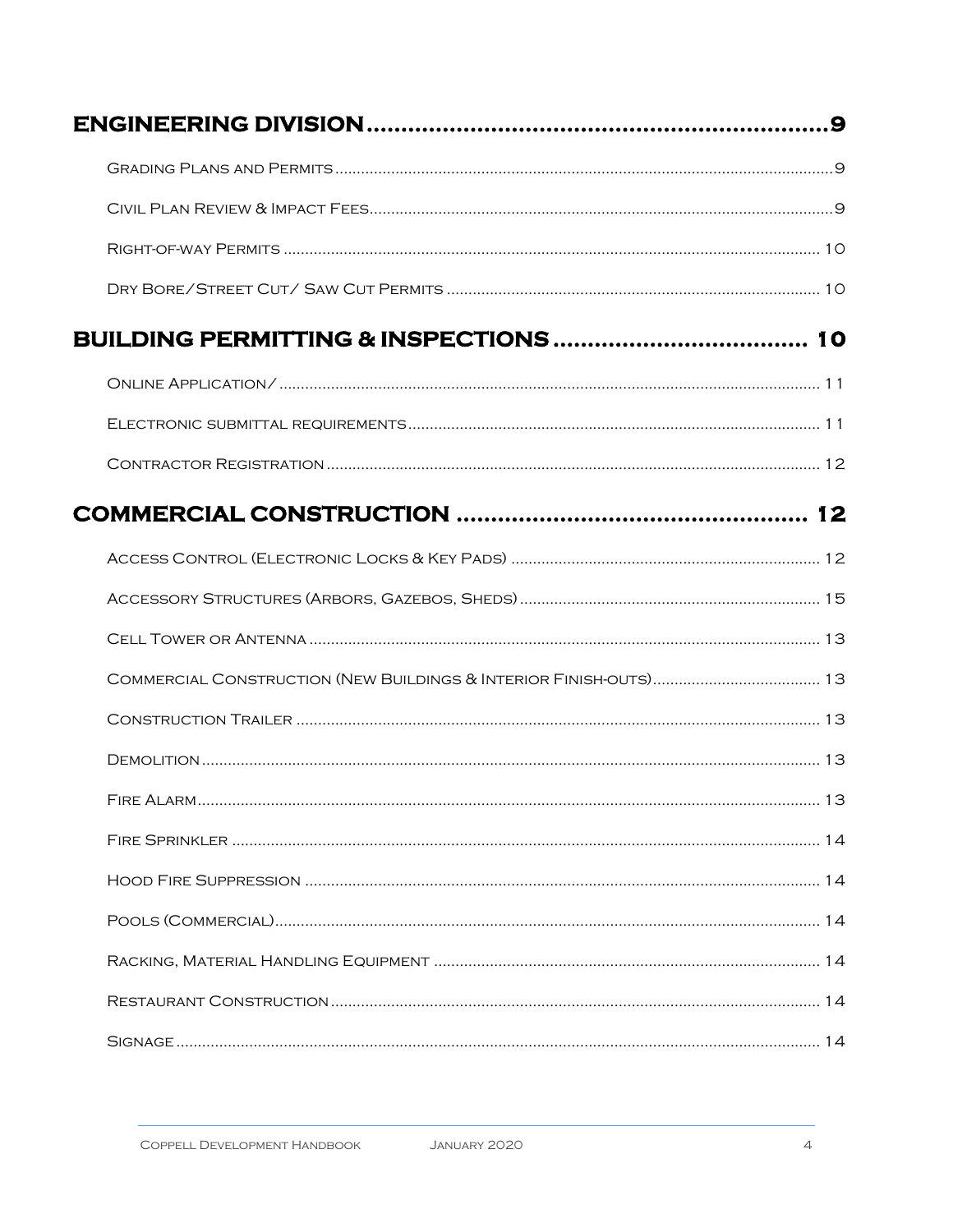**ENGINEERING DIVISION ........................................................ 9**

- Grading Plans and Permits ........................................................ 9
- Civil Plan Review & Impact Fees ........................................................ 9
- Right-of-way Permits ........................................................ 10
- Dry Bore/Street Cut/ Saw Cut Permits ........................................................ 10

**BUILDING PERMITTING & INSPECTIONS ........................................................ 10**

- Online Application/ ........................................................ 11
- Electronic submittal requirements ........................................................ 11
- Contractor Registration ........................................................ 12

**COMMERCIAL CONSTRUCTION ........................................................ 12**

- Access Control (Electronic Locks & Key Pads) ........................................................ 12
- Accessory Structures (Arbors, Gazebos, Sheds) ........................................................ 15
- Cell Tower or Antenna ........................................................ 13
- Commercial Construction (New Buildings & Interior Finish-outs) ........................................................ 13
- Construction Trailer ........................................................ 13
- Demolition ........................................................ 13
- Fire Alarm ........................................................ 13
- Fire Sprinkler ........................................................ 14
- Hood Fire Suppression ........................................................ 14
- Pools (Commercial) ........................................................ 14
- Racking, Material Handling Equipment ........................................................ 14
- Restaurant Construction ........................................................ 14
- Signage ........................................................ 14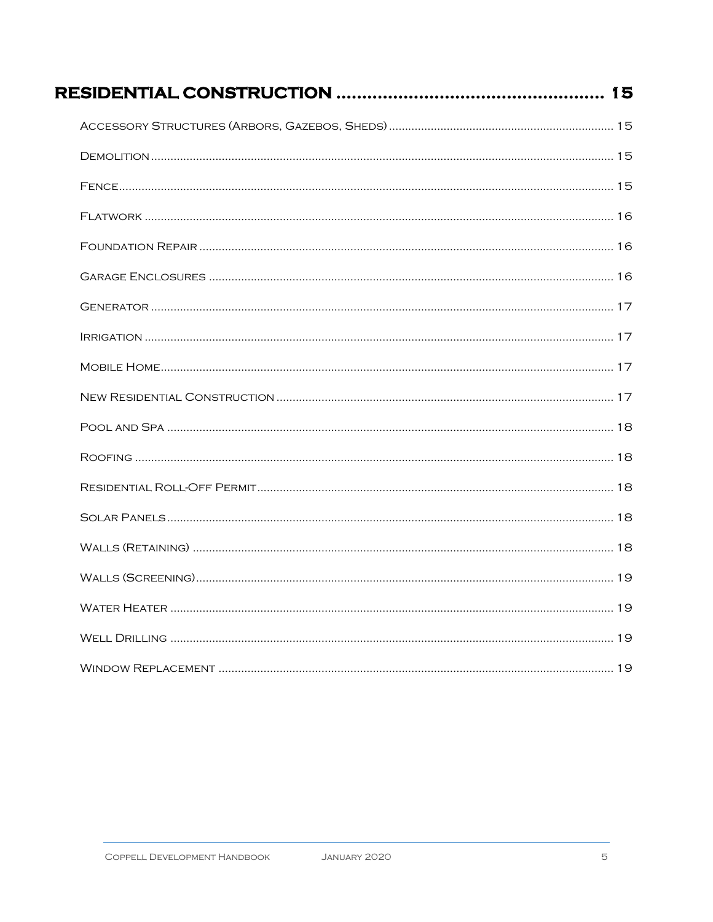**RESIDENTIAL CONSTRUCTION .................................................. 15**

Accessory Structures (Arbors, Gazebos, Sheds) .................................................. 15

Demolition .................................................. 15

Fence .................................................. 15

Flatwork .................................................. 16

Foundation Repair .................................................. 16

Garage Enclosures .................................................. 16

Generator .................................................. 17

Irrigation .................................................. 17

Mobile Home .................................................. 17

New Residential Construction .................................................. 17

Pool and Spa .................................................. 18

Roofing .................................................. 18

Residential Roll-Off Permit .................................................. 18

Solar Panels .................................................. 18

Walls (Retaining) .................................................. 18

Walls (Screening) .................................................. 19

Water Heater .................................................. 19

Well Drilling .................................................. 19

Window Replacement .................................................. 19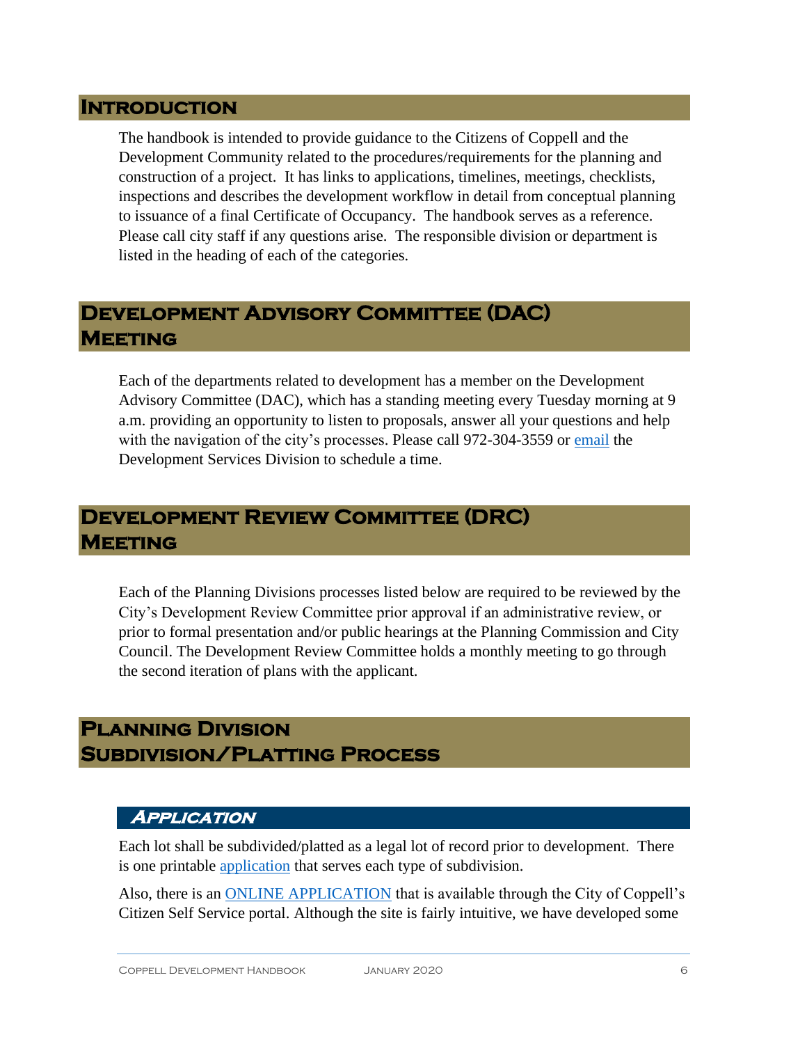## Introduction

The handbook is intended to provide guidance to the Citizens of Coppell and the Development Community related to the procedures/requirements for the planning and construction of a project. It has links to applications, timelines, meetings, checklists, inspections and describes the development workflow in detail from conceptual planning to issuance of a final Certificate of Occupancy. The handbook serves as a reference. Please call city staff if any questions arise. The responsible division or department is listed in the heading of each of the categories.

## Development Advisory Committee (DAC) Meeting

Each of the departments related to development has a member on the Development Advisory Committee (DAC), which has a standing meeting every Tuesday morning at 9 a.m. providing an opportunity to listen to proposals, answer all your questions and help with the navigation of the city's processes. Please call 972-304-3559 or email the Development Services Division to schedule a time.

## Development Review Committee (DRC) Meeting

Each of the Planning Divisions processes listed below are required to be reviewed by the City's Development Review Committee prior approval if an administrative review, or prior to formal presentation and/or public hearings at the Planning Commission and City Council. The Development Review Committee holds a monthly meeting to go through the second iteration of plans with the applicant.

## Planning Division Subdivision/Platting Process

### *Application*

Each lot shall be subdivided/platted as a legal lot of record prior to development. There is one printable application that serves each type of subdivision.

Also, there is an ONLINE APPLICATION that is available through the City of Coppell's Citizen Self Service portal. Although the site is fairly intuitive, we have developed some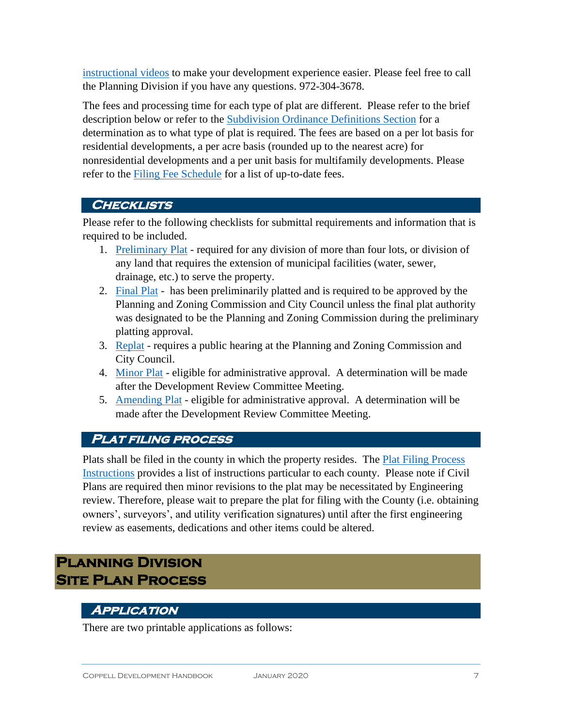instructional videos to make your development experience easier. Please feel free to call the Planning Division if you have any questions. 972-304-3678.

The fees and processing time for each type of plat are different. Please refer to the brief description below or refer to the Subdivision Ordinance Definitions Section for a determination as to what type of plat is required. The fees are based on a per lot basis for residential developments, a per acre basis (rounded up to the nearest acre) for nonresidential developments and a per unit basis for multifamily developments. Please refer to the Filing Fee Schedule for a list of up-to-date fees.

### Checklists

Please refer to the following checklists for submittal requirements and information that is required to be included.

1. Preliminary Plat - required for any division of more than four lots, or division of any land that requires the extension of municipal facilities (water, sewer, drainage, etc.) to serve the property.
2. Final Plat - has been preliminarily platted and is required to be approved by the Planning and Zoning Commission and City Council unless the final plat authority was designated to be the Planning and Zoning Commission during the preliminary platting approval.
3. Replat - requires a public hearing at the Planning and Zoning Commission and City Council.
4. Minor Plat - eligible for administrative approval. A determination will be made after the Development Review Committee Meeting.
5. Amending Plat - eligible for administrative approval. A determination will be made after the Development Review Committee Meeting.

### Plat filing process

Plats shall be filed in the county in which the property resides. The Plat Filing Process Instructions provides a list of instructions particular to each county. Please note if Civil Plans are required then minor revisions to the plat may be necessitated by Engineering review. Therefore, please wait to prepare the plat for filing with the County (i.e. obtaining owners', surveyors', and utility verification signatures) until after the first engineering review as easements, dedications and other items could be altered.

## Planning Division Site Plan Process

### Application

There are two printable applications as follows: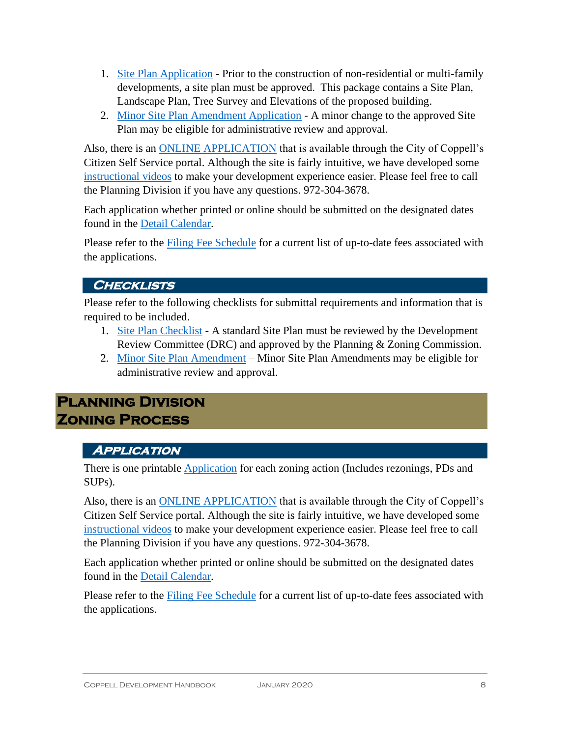1. Site Plan Application - Prior to the construction of non-residential or multi-family developments, a site plan must be approved. This package contains a Site Plan, Landscape Plan, Tree Survey and Elevations of the proposed building.
2. Minor Site Plan Amendment Application - A minor change to the approved Site Plan may be eligible for administrative review and approval.

Also, there is an ONLINE APPLICATION that is available through the City of Coppell's Citizen Self Service portal. Although the site is fairly intuitive, we have developed some instructional videos to make your development experience easier. Please feel free to call the Planning Division if you have any questions. 972-304-3678.

Each application whether printed or online should be submitted on the designated dates found in the Detail Calendar.

Please refer to the Filing Fee Schedule for a current list of up-to-date fees associated with the applications.

### Checklists

Please refer to the following checklists for submittal requirements and information that is required to be included.

1. Site Plan Checklist - A standard Site Plan must be reviewed by the Development Review Committee (DRC) and approved by the Planning & Zoning Commission.
2. Minor Site Plan Amendment – Minor Site Plan Amendments may be eligible for administrative review and approval.

## Planning Division Zoning Process

### Application

There is one printable Application for each zoning action (Includes rezonings, PDs and SUPs).

Also, there is an ONLINE APPLICATION that is available through the City of Coppell's Citizen Self Service portal. Although the site is fairly intuitive, we have developed some instructional videos to make your development experience easier. Please feel free to call the Planning Division if you have any questions. 972-304-3678.

Each application whether printed or online should be submitted on the designated dates found in the Detail Calendar.

Please refer to the Filing Fee Schedule for a current list of up-to-date fees associated with the applications.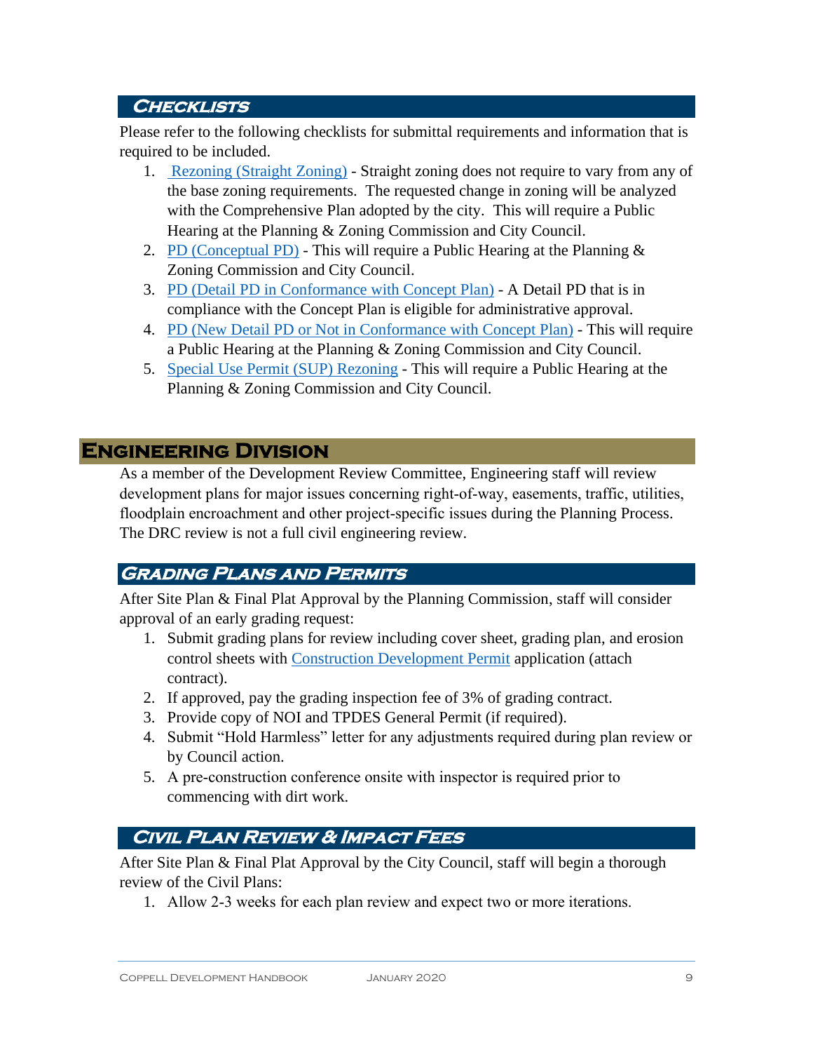### Checklists

Please refer to the following checklists for submittal requirements and information that is required to be included.

1. Rezoning (Straight Zoning) - Straight zoning does not require to vary from any of the base zoning requirements. The requested change in zoning will be analyzed with the Comprehensive Plan adopted by the city. This will require a Public Hearing at the Planning & Zoning Commission and City Council.
2. PD (Conceptual PD) - This will require a Public Hearing at the Planning & Zoning Commission and City Council.
3. PD (Detail PD in Conformance with Concept Plan) - A Detail PD that is in compliance with the Concept Plan is eligible for administrative approval.
4. PD (New Detail PD or Not in Conformance with Concept Plan) - This will require a Public Hearing at the Planning & Zoning Commission and City Council.
5. Special Use Permit (SUP) Rezoning - This will require a Public Hearing at the Planning & Zoning Commission and City Council.

## Engineering Division

As a member of the Development Review Committee, Engineering staff will review development plans for major issues concerning right-of-way, easements, traffic, utilities, floodplain encroachment and other project-specific issues during the Planning Process. The DRC review is not a full civil engineering review.

### Grading Plans and Permits

After Site Plan & Final Plat Approval by the Planning Commission, staff will consider approval of an early grading request:

1. Submit grading plans for review including cover sheet, grading plan, and erosion control sheets with Construction Development Permit application (attach contract).
2. If approved, pay the grading inspection fee of 3% of grading contract.
3. Provide copy of NOI and TPDES General Permit (if required).
4. Submit "Hold Harmless" letter for any adjustments required during plan review or by Council action.
5. A pre-construction conference onsite with inspector is required prior to commencing with dirt work.

### Civil Plan Review & Impact Fees

After Site Plan & Final Plat Approval by the City Council, staff will begin a thorough review of the Civil Plans:

1. Allow 2-3 weeks for each plan review and expect two or more iterations.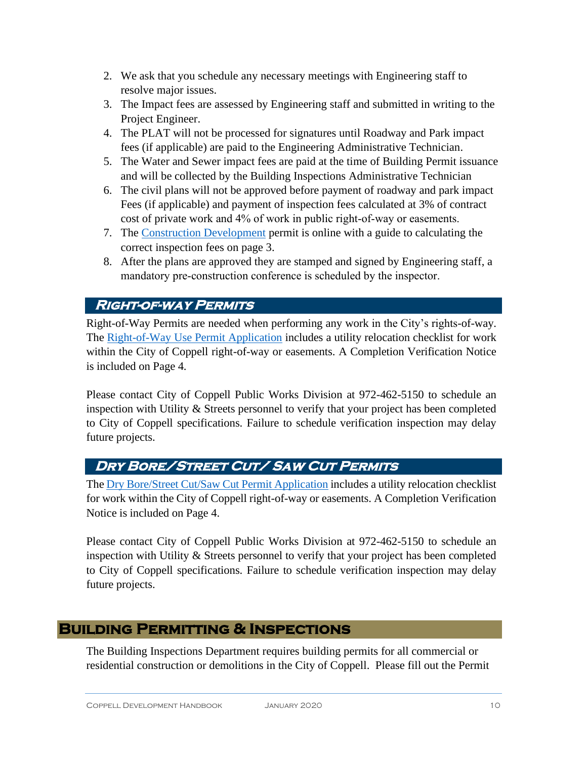2. We ask that you schedule any necessary meetings with Engineering staff to resolve major issues.
3. The Impact fees are assessed by Engineering staff and submitted in writing to the Project Engineer.
4. The PLAT will not be processed for signatures until Roadway and Park impact fees (if applicable) are paid to the Engineering Administrative Technician.
5. The Water and Sewer impact fees are paid at the time of Building Permit issuance and will be collected by the Building Inspections Administrative Technician
6. The civil plans will not be approved before payment of roadway and park impact Fees (if applicable) and payment of inspection fees calculated at 3% of contract cost of private work and 4% of work in public right-of-way or easements.
7. The Construction Development permit is online with a guide to calculating the correct inspection fees on page 3.
8. After the plans are approved they are stamped and signed by Engineering staff, a mandatory pre-construction conference is scheduled by the inspector.

### Right-of-way Permits

Right-of-Way Permits are needed when performing any work in the City's rights-of-way. The Right-of-Way Use Permit Application includes a utility relocation checklist for work within the City of Coppell right-of-way or easements. A Completion Verification Notice is included on Page 4.

Please contact City of Coppell Public Works Division at 972-462-5150 to schedule an inspection with Utility & Streets personnel to verify that your project has been completed to City of Coppell specifications. Failure to schedule verification inspection may delay future projects.

### Dry Bore/Street Cut/ Saw Cut Permits

The Dry Bore/Street Cut/Saw Cut Permit Application includes a utility relocation checklist for work within the City of Coppell right-of-way or easements. A Completion Verification Notice is included on Page 4.

Please contact City of Coppell Public Works Division at 972-462-5150 to schedule an inspection with Utility & Streets personnel to verify that your project has been completed to City of Coppell specifications. Failure to schedule verification inspection may delay future projects.

## Building Permitting & Inspections

The Building Inspections Department requires building permits for all commercial or residential construction or demolitions in the City of Coppell. Please fill out the Permit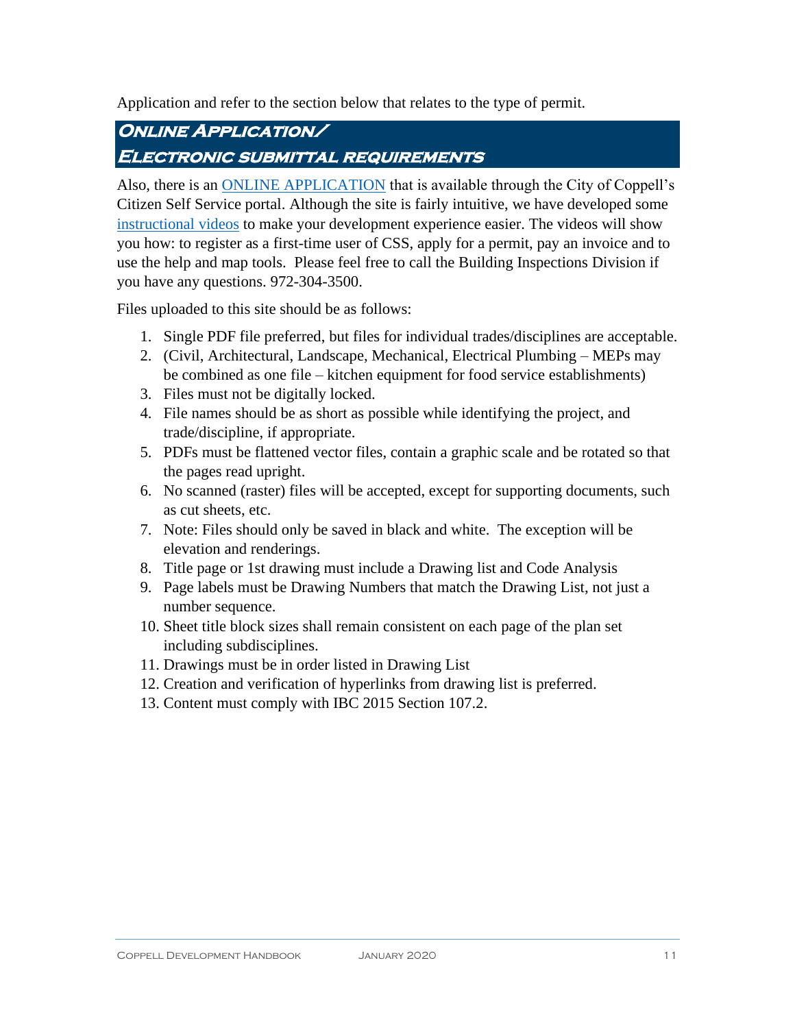Application and refer to the section below that relates to the type of permit.

## Online Application/ Electronic submittal requirements

Also, there is an [ONLINE APPLICATION]() that is available through the City of Coppell's Citizen Self Service portal. Although the site is fairly intuitive, we have developed some [instructional videos]() to make your development experience easier. The videos will show you how: to register as a first-time user of CSS, apply for a permit, pay an invoice and to use the help and map tools. Please feel free to call the Building Inspections Division if you have any questions. 972-304-3500.

Files uploaded to this site should be as follows:

1. Single PDF file preferred, but files for individual trades/disciplines are acceptable.
2. (Civil, Architectural, Landscape, Mechanical, Electrical Plumbing – MEPs may be combined as one file – kitchen equipment for food service establishments)
3. Files must not be digitally locked.
4. File names should be as short as possible while identifying the project, and trade/discipline, if appropriate.
5. PDFs must be flattened vector files, contain a graphic scale and be rotated so that the pages read upright.
6. No scanned (raster) files will be accepted, except for supporting documents, such as cut sheets, etc.
7. Note: Files should only be saved in black and white. The exception will be elevation and renderings.
8. Title page or 1st drawing must include a Drawing list and Code Analysis
9. Page labels must be Drawing Numbers that match the Drawing List, not just a number sequence.
10. Sheet title block sizes shall remain consistent on each page of the plan set including subdisciplines.
11. Drawings must be in order listed in Drawing List
12. Creation and verification of hyperlinks from drawing list is preferred.
13. Content must comply with IBC 2015 Section 107.2.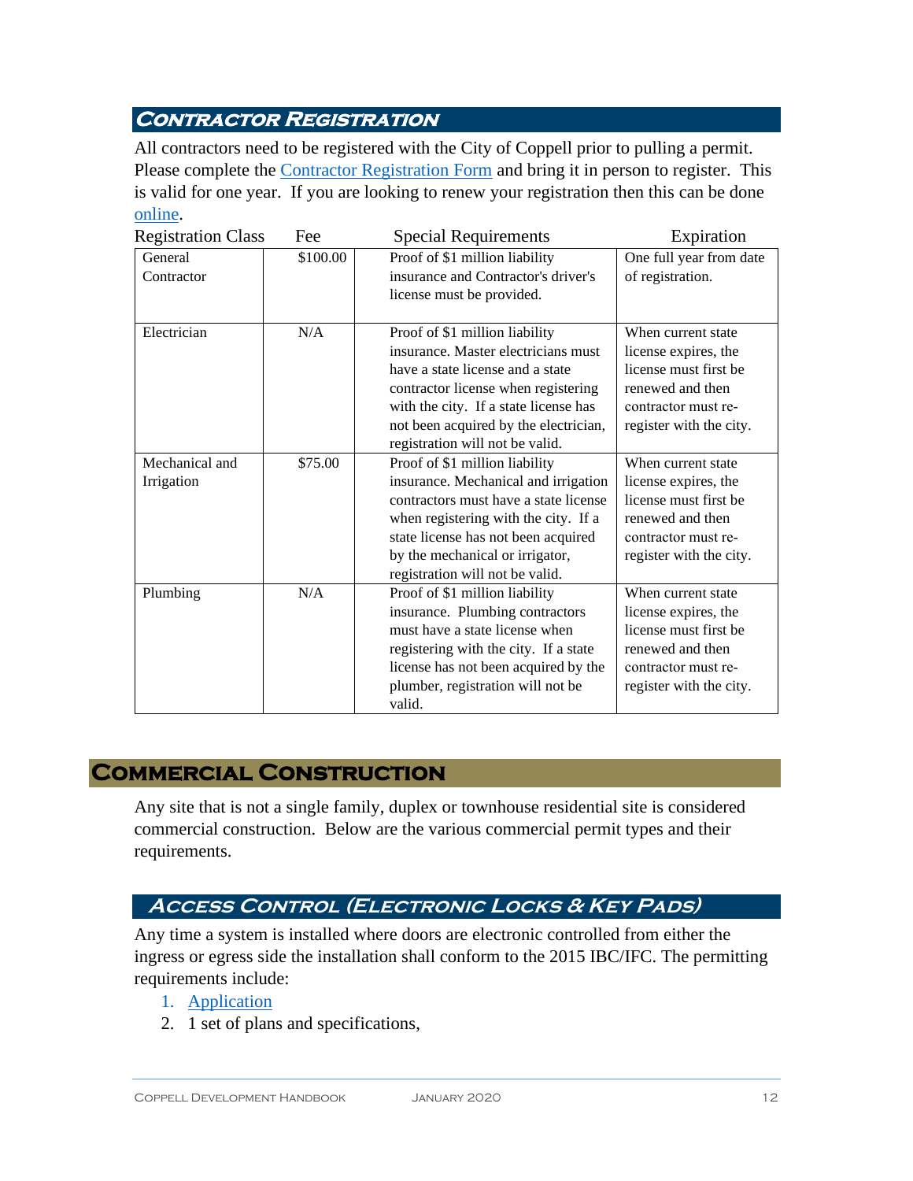## Contractor Registration

All contractors need to be registered with the City of Coppell prior to pulling a permit. Please complete the Contractor Registration Form and bring it in person to register. This is valid for one year. If you are looking to renew your registration then this can be done online.

| Registration Class | Fee | Special Requirements | Expiration |
|---|---|---|---|
| General Contractor | $100.00 | Proof of $1 million liability insurance and Contractor's driver's license must be provided. | One full year from date of registration. |
| Electrician | N/A | Proof of $1 million liability insurance. Master electricians must have a state license and a state contractor license when registering with the city. If a state license has not been acquired by the electrician, registration will not be valid. | When current state license expires, the license must first be renewed and then contractor must re-register with the city. |
| Mechanical and Irrigation | $75.00 | Proof of $1 million liability insurance. Mechanical and irrigation contractors must have a state license when registering with the city. If a state license has not been acquired by the mechanical or irrigator, registration will not be valid. | When current state license expires, the license must first be renewed and then contractor must re-register with the city. |
| Plumbing | N/A | Proof of $1 million liability insurance. Plumbing contractors must have a state license when registering with the city. If a state license has not been acquired by the plumber, registration will not be valid. | When current state license expires, the license must first be renewed and then contractor must re-register with the city. |

# Commercial Construction

Any site that is not a single family, duplex or townhouse residential site is considered commercial construction. Below are the various commercial permit types and their requirements.

## Access Control (Electronic Locks & Key Pads)

Any time a system is installed where doors are electronic controlled from either the ingress or egress side the installation shall conform to the 2015 IBC/IFC. The permitting requirements include:

1. Application
2. 1 set of plans and specifications,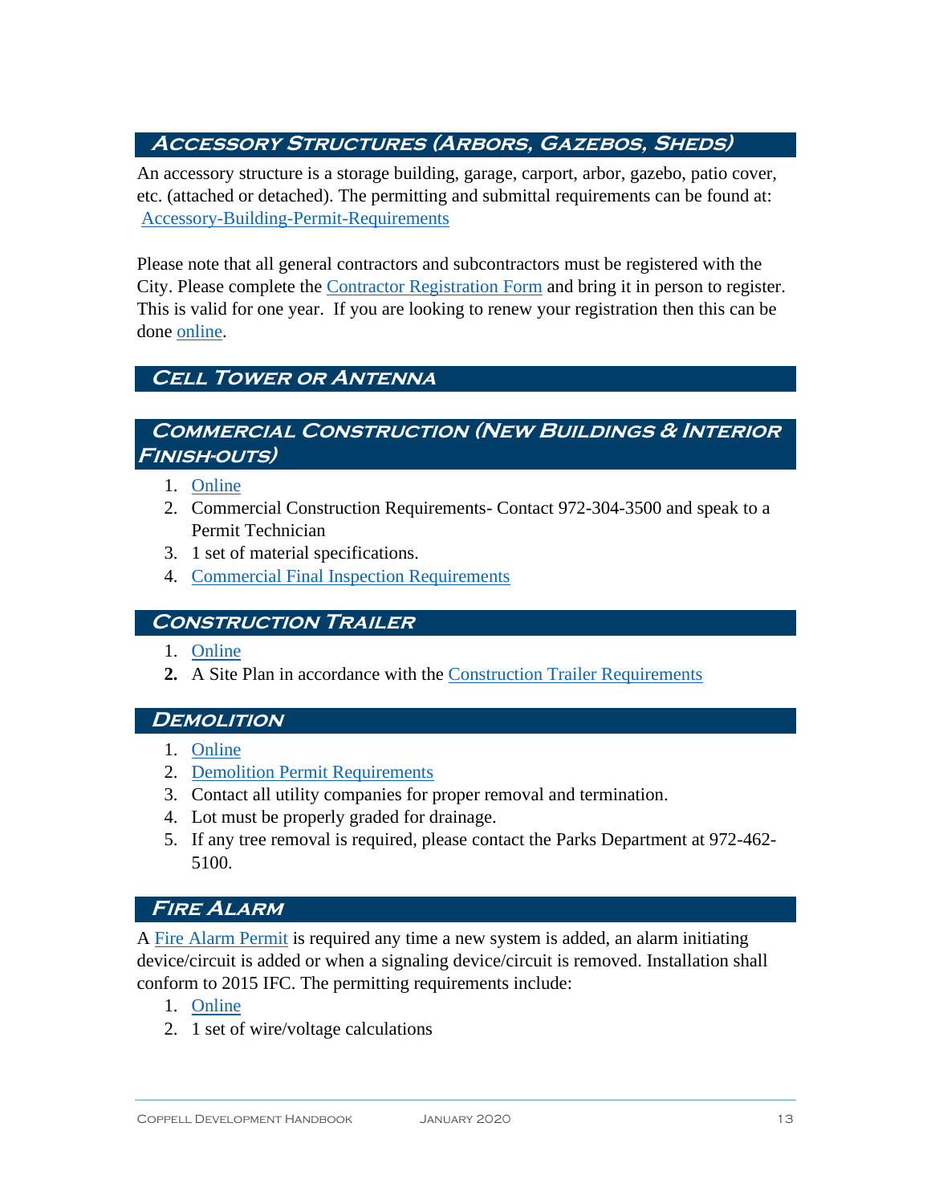## Accessory Structures (Arbors, Gazebos, Sheds)

An accessory structure is a storage building, garage, carport, arbor, gazebo, patio cover, etc. (attached or detached). The permitting and submittal requirements can be found at: Accessory-Building-Permit-Requirements

Please note that all general contractors and subcontractors must be registered with the City. Please complete the Contractor Registration Form and bring it in person to register. This is valid for one year. If you are looking to renew your registration then this can be done online.

## Cell Tower or Antenna

## Commercial Construction (New Buildings & Interior Finish-outs)

1. Online
2. Commercial Construction Requirements- Contact 972-304-3500 and speak to a Permit Technician
3. 1 set of material specifications.
4. Commercial Final Inspection Requirements

## Construction Trailer

1. Online
2. A Site Plan in accordance with the Construction Trailer Requirements

## Demolition

1. Online
2. Demolition Permit Requirements
3. Contact all utility companies for proper removal and termination.
4. Lot must be properly graded for drainage.
5. If any tree removal is required, please contact the Parks Department at 972-462-5100.

## Fire Alarm

A Fire Alarm Permit is required any time a new system is added, an alarm initiating device/circuit is added or when a signaling device/circuit is removed. Installation shall conform to 2015 IFC. The permitting requirements include:

1. Online
2. 1 set of wire/voltage calculations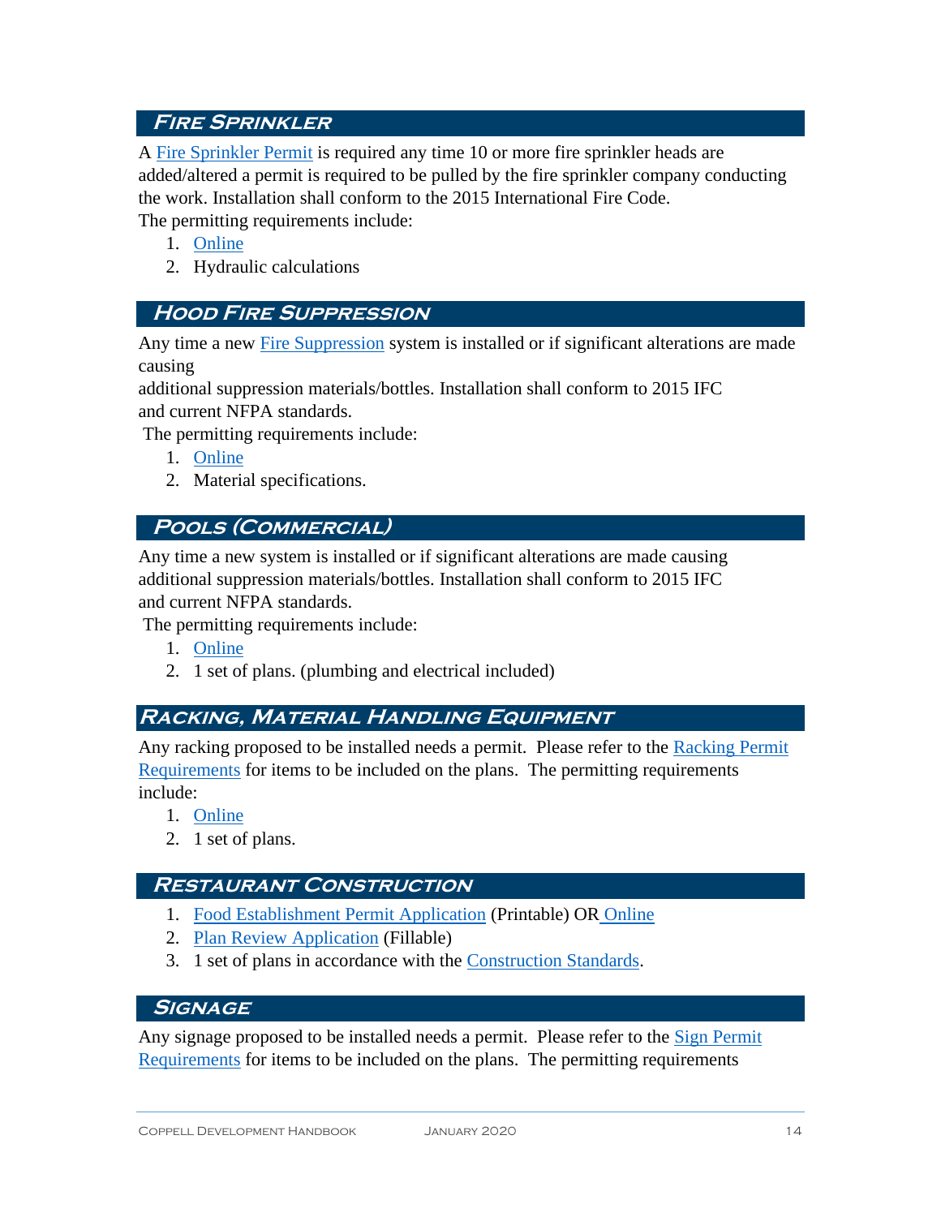## Fire Sprinkler

A Fire Sprinkler Permit is required any time 10 or more fire sprinkler heads are added/altered a permit is required to be pulled by the fire sprinkler company conducting the work. Installation shall conform to the 2015 International Fire Code.
The permitting requirements include:

1. Online
2. Hydraulic calculations

## Hood Fire Suppression

Any time a new Fire Suppression system is installed or if significant alterations are made causing
additional suppression materials/bottles. Installation shall conform to 2015 IFC and current NFPA standards.
The permitting requirements include:

1. Online
2. Material specifications.

## Pools (Commercial)

Any time a new system is installed or if significant alterations are made causing additional suppression materials/bottles. Installation shall conform to 2015 IFC and current NFPA standards.
The permitting requirements include:

1. Online
2. 1 set of plans. (plumbing and electrical included)

## Racking, Material Handling Equipment

Any racking proposed to be installed needs a permit. Please refer to the Racking Permit Requirements for items to be included on the plans. The permitting requirements include:

1. Online
2. 1 set of plans.

## Restaurant Construction

1. Food Establishment Permit Application (Printable) OR Online
2. Plan Review Application (Fillable)
3. 1 set of plans in accordance with the Construction Standards.

## Signage

Any signage proposed to be installed needs a permit. Please refer to the Sign Permit Requirements for items to be included on the plans. The permitting requirements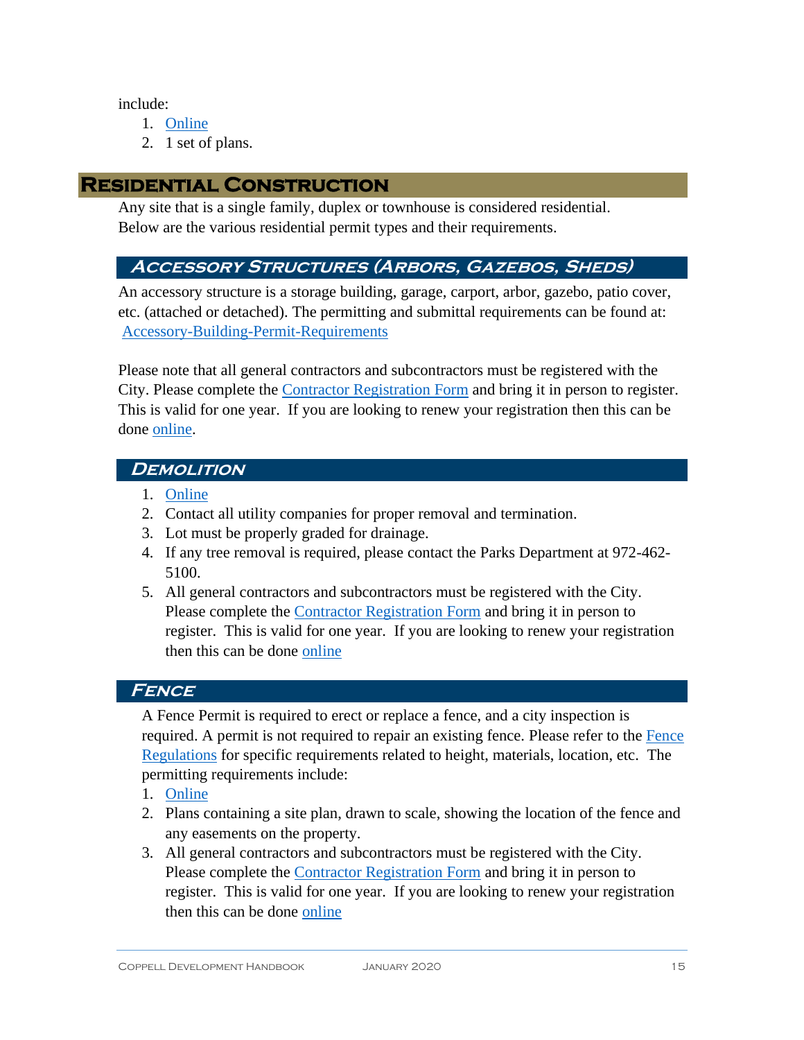include:

1. Online
2. 1 set of plans.

# Residential Construction

Any site that is a single family, duplex or townhouse is considered residential. Below are the various residential permit types and their requirements.

## Accessory Structures (Arbors, Gazebos, Sheds)

An accessory structure is a storage building, garage, carport, arbor, gazebo, patio cover, etc. (attached or detached). The permitting and submittal requirements can be found at: Accessory-Building-Permit-Requirements

Please note that all general contractors and subcontractors must be registered with the City. Please complete the Contractor Registration Form and bring it in person to register. This is valid for one year. If you are looking to renew your registration then this can be done online.

## Demolition

1. Online
2. Contact all utility companies for proper removal and termination.
3. Lot must be properly graded for drainage.
4. If any tree removal is required, please contact the Parks Department at 972-462-5100.
5. All general contractors and subcontractors must be registered with the City. Please complete the Contractor Registration Form and bring it in person to register. This is valid for one year. If you are looking to renew your registration then this can be done online

## Fence

A Fence Permit is required to erect or replace a fence, and a city inspection is required. A permit is not required to repair an existing fence. Please refer to the Fence Regulations for specific requirements related to height, materials, location, etc. The permitting requirements include:

1. Online
2. Plans containing a site plan, drawn to scale, showing the location of the fence and any easements on the property.
3. All general contractors and subcontractors must be registered with the City. Please complete the Contractor Registration Form and bring it in person to register. This is valid for one year. If you are looking to renew your registration then this can be done online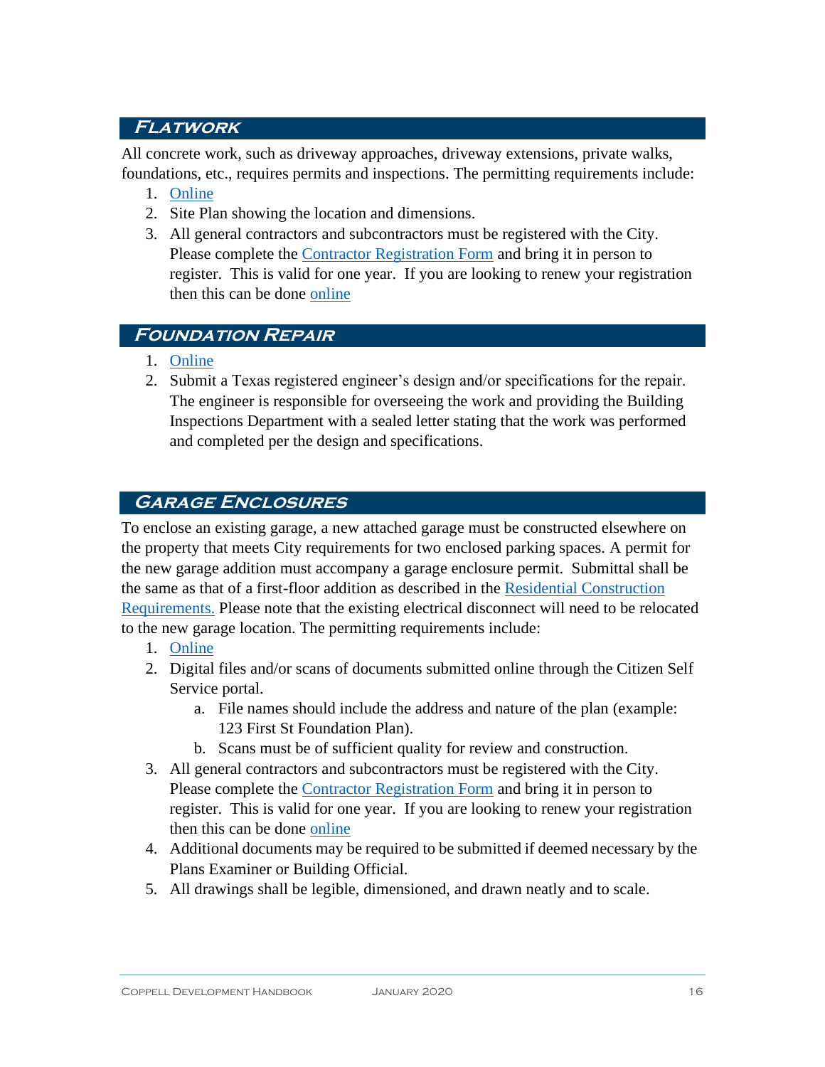## Flatwork

All concrete work, such as driveway approaches, driveway extensions, private walks, foundations, etc., requires permits and inspections. The permitting requirements include:

1. Online
2. Site Plan showing the location and dimensions.
3. All general contractors and subcontractors must be registered with the City. Please complete the Contractor Registration Form and bring it in person to register. This is valid for one year. If you are looking to renew your registration then this can be done online

## Foundation Repair

1. Online
2. Submit a Texas registered engineer's design and/or specifications for the repair. The engineer is responsible for overseeing the work and providing the Building Inspections Department with a sealed letter stating that the work was performed and completed per the design and specifications.

## Garage Enclosures

To enclose an existing garage, a new attached garage must be constructed elsewhere on the property that meets City requirements for two enclosed parking spaces. A permit for the new garage addition must accompany a garage enclosure permit. Submittal shall be the same as that of a first-floor addition as described in the Residential Construction Requirements. Please note that the existing electrical disconnect will need to be relocated to the new garage location. The permitting requirements include:

1. Online
2. Digital files and/or scans of documents submitted online through the Citizen Self Service portal.
   a. File names should include the address and nature of the plan (example: 123 First St Foundation Plan).
   b. Scans must be of sufficient quality for review and construction.
3. All general contractors and subcontractors must be registered with the City. Please complete the Contractor Registration Form and bring it in person to register. This is valid for one year. If you are looking to renew your registration then this can be done online
4. Additional documents may be required to be submitted if deemed necessary by the Plans Examiner or Building Official.
5. All drawings shall be legible, dimensioned, and drawn neatly and to scale.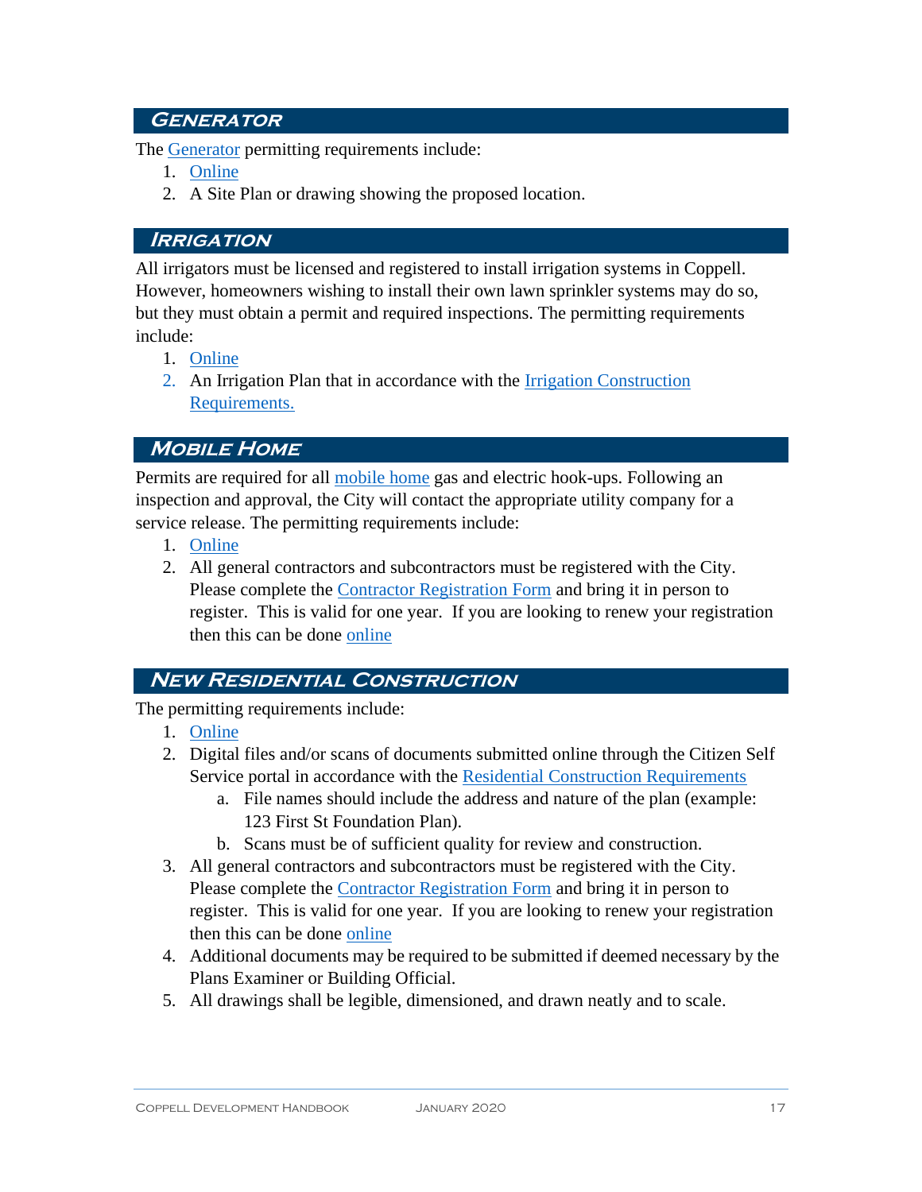## Generator

The Generator permitting requirements include:

1. Online
2. A Site Plan or drawing showing the proposed location.

## Irrigation

All irrigators must be licensed and registered to install irrigation systems in Coppell. However, homeowners wishing to install their own lawn sprinkler systems may do so, but they must obtain a permit and required inspections. The permitting requirements include:

1. Online
2. An Irrigation Plan that in accordance with the Irrigation Construction Requirements.

## Mobile Home

Permits are required for all mobile home gas and electric hook-ups. Following an inspection and approval, the City will contact the appropriate utility company for a service release. The permitting requirements include:

1. Online
2. All general contractors and subcontractors must be registered with the City. Please complete the Contractor Registration Form and bring it in person to register. This is valid for one year. If you are looking to renew your registration then this can be done online

## New Residential Construction

The permitting requirements include:

1. Online
2. Digital files and/or scans of documents submitted online through the Citizen Self Service portal in accordance with the Residential Construction Requirements
   a. File names should include the address and nature of the plan (example: 123 First St Foundation Plan).
   b. Scans must be of sufficient quality for review and construction.
3. All general contractors and subcontractors must be registered with the City. Please complete the Contractor Registration Form and bring it in person to register. This is valid for one year. If you are looking to renew your registration then this can be done online
4. Additional documents may be required to be submitted if deemed necessary by the Plans Examiner or Building Official.
5. All drawings shall be legible, dimensioned, and drawn neatly and to scale.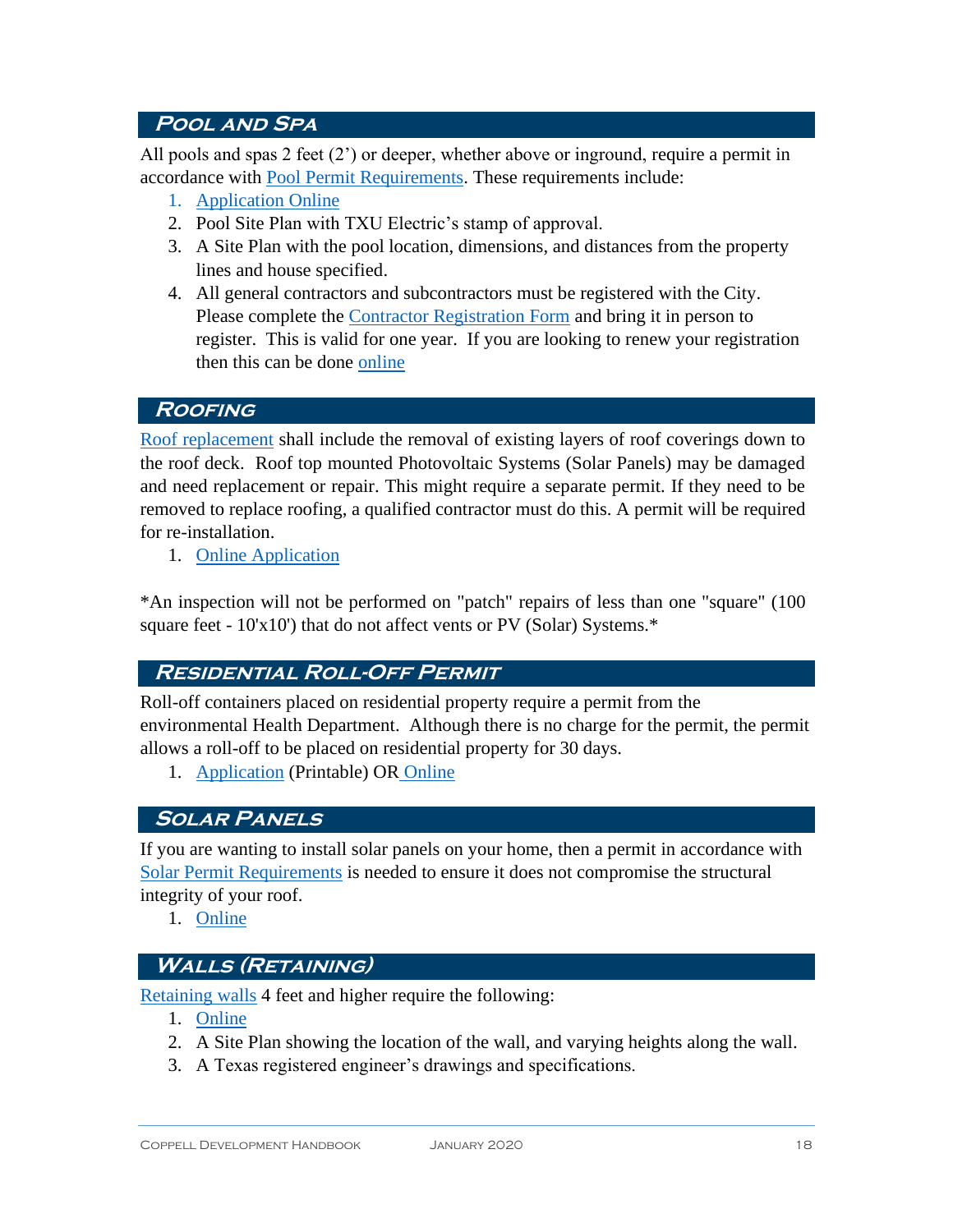## Pool and Spa

All pools and spas 2 feet (2') or deeper, whether above or inground, require a permit in accordance with Pool Permit Requirements. These requirements include:

1. Application Online
2. Pool Site Plan with TXU Electric's stamp of approval.
3. A Site Plan with the pool location, dimensions, and distances from the property lines and house specified.
4. All general contractors and subcontractors must be registered with the City. Please complete the Contractor Registration Form and bring it in person to register. This is valid for one year. If you are looking to renew your registration then this can be done online

## Roofing

Roof replacement shall include the removal of existing layers of roof coverings down to the roof deck. Roof top mounted Photovoltaic Systems (Solar Panels) may be damaged and need replacement or repair. This might require a separate permit. If they need to be removed to replace roofing, a qualified contractor must do this. A permit will be required for re-installation.

1. Online Application

*An inspection will not be performed on "patch" repairs of less than one "square" (100 square feet - 10'x10') that do not affect vents or PV (Solar) Systems.*

## Residential Roll-Off Permit

Roll-off containers placed on residential property require a permit from the environmental Health Department. Although there is no charge for the permit, the permit allows a roll-off to be placed on residential property for 30 days.

1. Application (Printable) OR Online

## Solar Panels

If you are wanting to install solar panels on your home, then a permit in accordance with Solar Permit Requirements is needed to ensure it does not compromise the structural integrity of your roof.

1. Online

## Walls (Retaining)

Retaining walls 4 feet and higher require the following:

1. Online
2. A Site Plan showing the location of the wall, and varying heights along the wall.
3. A Texas registered engineer's drawings and specifications.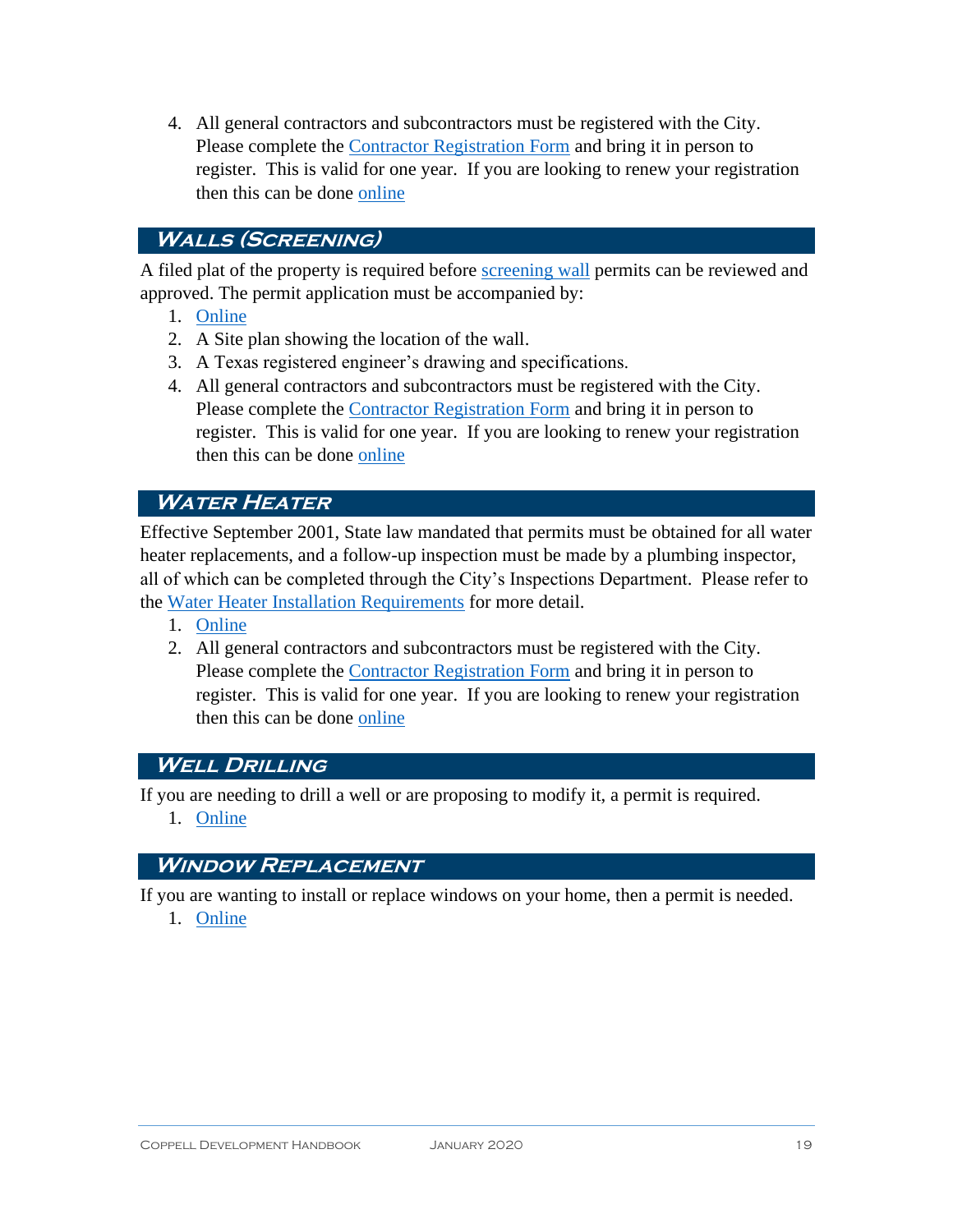4. All general contractors and subcontractors must be registered with the City. Please complete the Contractor Registration Form and bring it in person to register. This is valid for one year. If you are looking to renew your registration then this can be done online

## Walls (Screening)

A filed plat of the property is required before screening wall permits can be reviewed and approved. The permit application must be accompanied by:

1. Online
2. A Site plan showing the location of the wall.
3. A Texas registered engineer's drawing and specifications.
4. All general contractors and subcontractors must be registered with the City. Please complete the Contractor Registration Form and bring it in person to register. This is valid for one year. If you are looking to renew your registration then this can be done online

## Water Heater

Effective September 2001, State law mandated that permits must be obtained for all water heater replacements, and a follow-up inspection must be made by a plumbing inspector, all of which can be completed through the City's Inspections Department. Please refer to the Water Heater Installation Requirements for more detail.

1. Online
2. All general contractors and subcontractors must be registered with the City. Please complete the Contractor Registration Form and bring it in person to register. This is valid for one year. If you are looking to renew your registration then this can be done online

## Well Drilling

If you are needing to drill a well or are proposing to modify it, a permit is required.

1. Online

## Window Replacement

If you are wanting to install or replace windows on your home, then a permit is needed.

1. Online